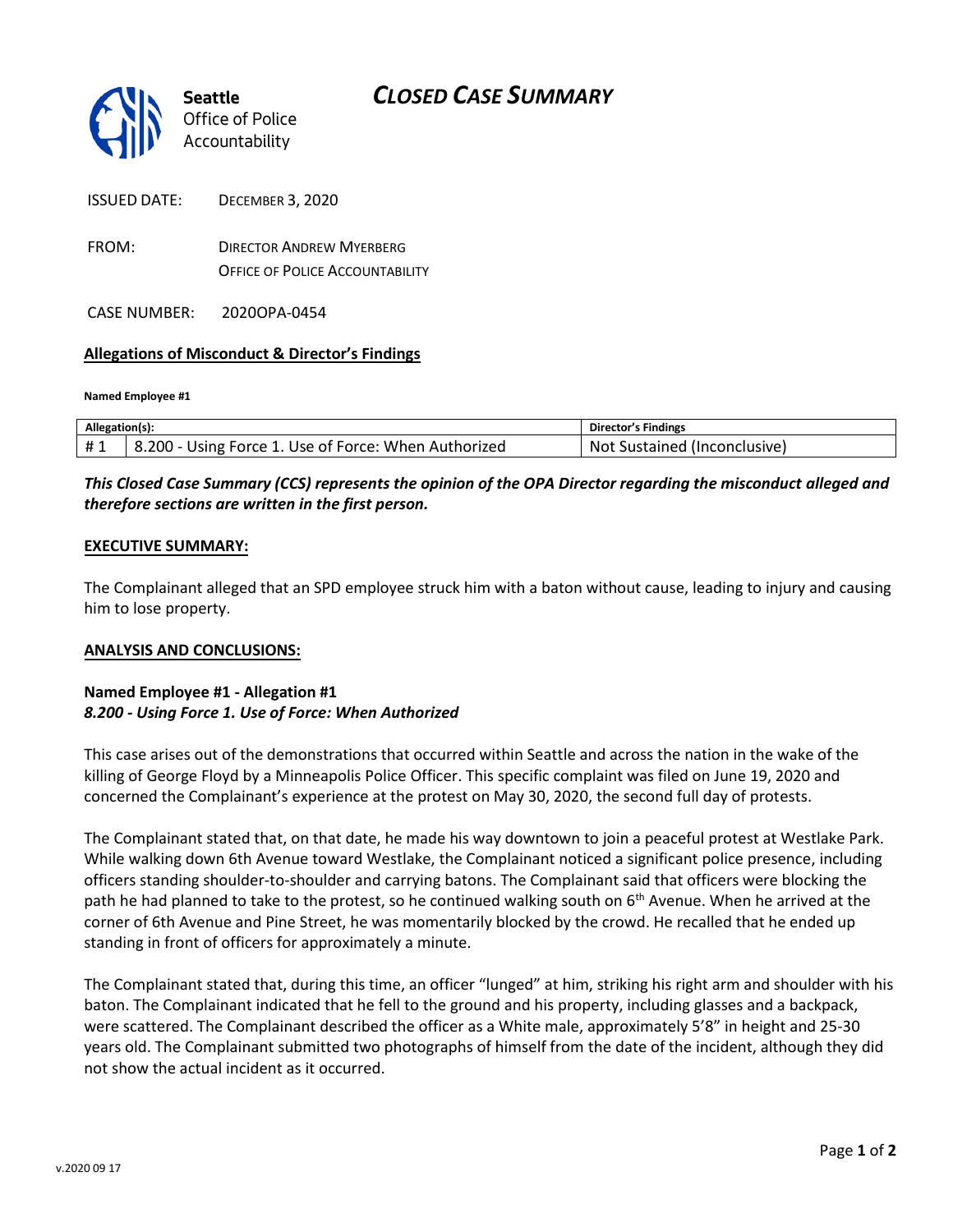Seattle Office of Police Accountability

# *CLOSED CASE SUMMARY*

ISSUED DATE: DECEMBER 3, 2020

FROM: DIRECTOR ANDREW MYERBERG
OFFICE OF POLICE ACCOUNTABILITY

CASE NUMBER: 2020OPA-0454

## Allegations of Misconduct & Director's Findings

**Named Employee #1**

| Allegation(s): | | Director's Findings |
|---|---|---|
| # 1 | 8.200 - Using Force 1. Use of Force: When Authorized | Not Sustained (Inconclusive) |

***This Closed Case Summary (CCS) represents the opinion of the OPA Director regarding the misconduct alleged and therefore sections are written in the first person.***

**EXECUTIVE SUMMARY:**

The Complainant alleged that an SPD employee struck him with a baton without cause, leading to injury and causing him to lose property.

**ANALYSIS AND CONCLUSIONS:**

**Named Employee #1 - Allegation #1**
***8.200 - Using Force 1. Use of Force: When Authorized***

This case arises out of the demonstrations that occurred within Seattle and across the nation in the wake of the killing of George Floyd by a Minneapolis Police Officer. This specific complaint was filed on June 19, 2020 and concerned the Complainant's experience at the protest on May 30, 2020, the second full day of protests.

The Complainant stated that, on that date, he made his way downtown to join a peaceful protest at Westlake Park. While walking down 6th Avenue toward Westlake, the Complainant noticed a significant police presence, including officers standing shoulder-to-shoulder and carrying batons. The Complainant said that officers were blocking the path he had planned to take to the protest, so he continued walking south on 6th Avenue. When he arrived at the corner of 6th Avenue and Pine Street, he was momentarily blocked by the crowd. He recalled that he ended up standing in front of officers for approximately a minute.

The Complainant stated that, during this time, an officer "lunged" at him, striking his right arm and shoulder with his baton. The Complainant indicated that he fell to the ground and his property, including glasses and a backpack, were scattered. The Complainant described the officer as a White male, approximately 5'8" in height and 25-30 years old. The Complainant submitted two photographs of himself from the date of the incident, although they did not show the actual incident as it occurred.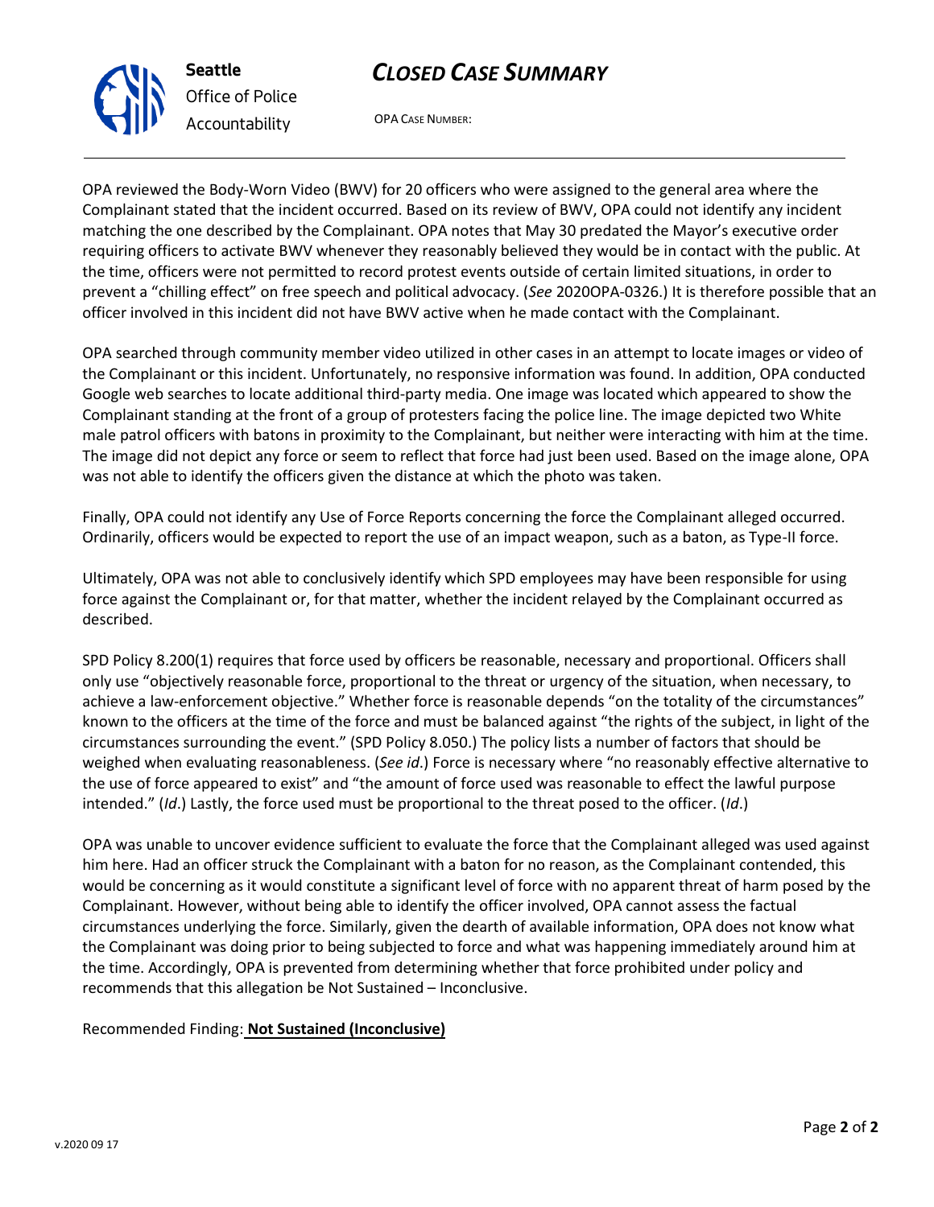OPA reviewed the Body-Worn Video (BWV) for 20 officers who were assigned to the general area where the Complainant stated that the incident occurred. Based on its review of BWV, OPA could not identify any incident matching the one described by the Complainant. OPA notes that May 30 predated the Mayor's executive order requiring officers to activate BWV whenever they reasonably believed they would be in contact with the public. At the time, officers were not permitted to record protest events outside of certain limited situations, in order to prevent a "chilling effect" on free speech and political advocacy. (*See* 2020OPA-0326.) It is therefore possible that an officer involved in this incident did not have BWV active when he made contact with the Complainant.

OPA searched through community member video utilized in other cases in an attempt to locate images or video of the Complainant or this incident. Unfortunately, no responsive information was found. In addition, OPA conducted Google web searches to locate additional third-party media. One image was located which appeared to show the Complainant standing at the front of a group of protesters facing the police line. The image depicted two White male patrol officers with batons in proximity to the Complainant, but neither were interacting with him at the time. The image did not depict any force or seem to reflect that force had just been used. Based on the image alone, OPA was not able to identify the officers given the distance at which the photo was taken.

Finally, OPA could not identify any Use of Force Reports concerning the force the Complainant alleged occurred. Ordinarily, officers would be expected to report the use of an impact weapon, such as a baton, as Type-II force.

Ultimately, OPA was not able to conclusively identify which SPD employees may have been responsible for using force against the Complainant or, for that matter, whether the incident relayed by the Complainant occurred as described.

SPD Policy 8.200(1) requires that force used by officers be reasonable, necessary and proportional. Officers shall only use "objectively reasonable force, proportional to the threat or urgency of the situation, when necessary, to achieve a law-enforcement objective." Whether force is reasonable depends "on the totality of the circumstances" known to the officers at the time of the force and must be balanced against "the rights of the subject, in light of the circumstances surrounding the event." (SPD Policy 8.050.) The policy lists a number of factors that should be weighed when evaluating reasonableness. (*See id*.) Force is necessary where "no reasonably effective alternative to the use of force appeared to exist" and "the amount of force used was reasonable to effect the lawful purpose intended." (*Id*.) Lastly, the force used must be proportional to the threat posed to the officer. (*Id*.)

OPA was unable to uncover evidence sufficient to evaluate the force that the Complainant alleged was used against him here. Had an officer struck the Complainant with a baton for no reason, as the Complainant contended, this would be concerning as it would constitute a significant level of force with no apparent threat of harm posed by the Complainant. However, without being able to identify the officer involved, OPA cannot assess the factual circumstances underlying the force. Similarly, given the dearth of available information, OPA does not know what the Complainant was doing prior to being subjected to force and what was happening immediately around him at the time. Accordingly, OPA is prevented from determining whether that force prohibited under policy and recommends that this allegation be Not Sustained – Inconclusive.

Recommended Finding: **Not Sustained (Inconclusive)**